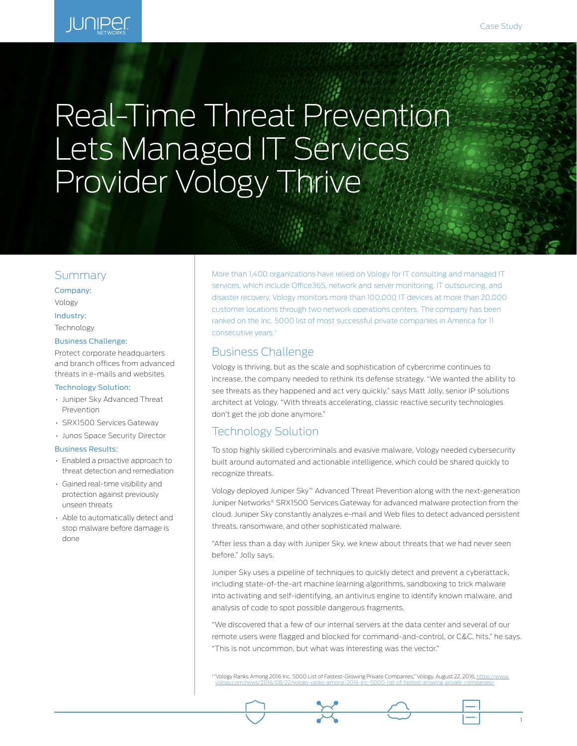# Real-Time Threat Prevention Lets Managed IT Services Provider Vology Thrive

## Summary

**Company:**

Vology

**Industry:**

Technology

**Business Challenge:**

Protect corporate headquarters and branch offices from advanced threats in e-mails and websites

**Technology Solution:**

- Juniper Sky Advanced Threat Prevention
- SRX1500 Services Gateway
- Junos Space Security Director

**Business Results:**

- Enabled a proactive approach to threat detection and remediation
- Gained real-time visibility and protection against previously unseen threats
- Able to automatically detect and stop malware before damage is done

More than 1,400 organizations have relied on Vology for IT consulting and managed IT services, which include Office365, network and server monitoring, IT outsourcing, and disaster recovery. Vology monitors more than 100,000 IT devices at more than 20,000 customer locations through two network operations centers. The company has been ranked on the Inc. 5000 list of most successful private companies in America for 11 consecutive years.[1]

## Business Challenge

Vology is thriving, but as the scale and sophistication of cybercrime continues to increase, the company needed to rethink its defense strategy. "We wanted the ability to see threats as they happened and act very quickly," says Matt Jolly, senior IP solutions architect at Vology. "With threats accelerating, classic reactive security technologies don't get the job done anymore."

## Technology Solution

To stop highly skilled cybercriminals and evasive malware, Vology needed cybersecurity built around automated and actionable intelligence, which could be shared quickly to recognize threats.

Vology deployed Juniper Sky™ Advanced Threat Prevention along with the next-generation Juniper Networks® SRX1500 Services Gateway for advanced malware protection from the cloud. Juniper Sky constantly analyzes e-mail and Web files to detect advanced persistent threats, ransomware, and other sophisticated malware.

"After less than a day with Juniper Sky, we knew about threats that we had never seen before," Jolly says.

Juniper Sky uses a pipeline of techniques to quickly detect and prevent a cyberattack, including state-of-the-art machine learning algorithms, sandboxing to trick malware into activating and self-identifying, an antivirus engine to identify known malware, and analysis of code to spot possible dangerous fragments.

"We discovered that a few of our internal servers at the data center and several of our remote users were flagged and blocked for command-and-control, or C&C, hits," he says. "This is not uncommon, but what was interesting was the vector."

[1] "Vology Ranks Among 2016 Inc. 5000 List of Fastest-Growing Private Companies," Vology, August 22, 2016, https://www.vology.com/news/2016/08/22/vology-ranks-among-2016-inc-5000-list-of-fastest-growing-private-companies/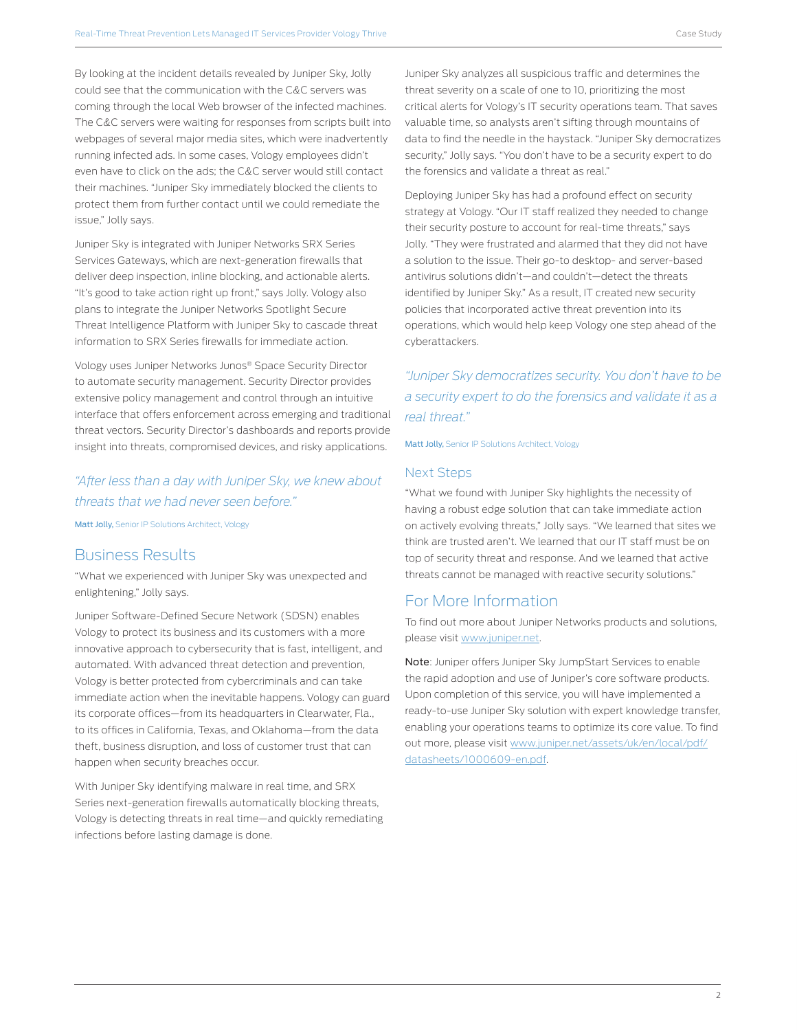By looking at the incident details revealed by Juniper Sky, Jolly could see that the communication with the C&C servers was coming through the local Web browser of the infected machines. The C&C servers were waiting for responses from scripts built into webpages of several major media sites, which were inadvertently running infected ads. In some cases, Vology employees didn't even have to click on the ads; the C&C server would still contact their machines. "Juniper Sky immediately blocked the clients to protect them from further contact until we could remediate the issue," Jolly says.

Juniper Sky is integrated with Juniper Networks SRX Series Services Gateways, which are next-generation firewalls that deliver deep inspection, inline blocking, and actionable alerts. "It's good to take action right up front," says Jolly. Vology also plans to integrate the Juniper Networks Spotlight Secure Threat Intelligence Platform with Juniper Sky to cascade threat information to SRX Series firewalls for immediate action.

Vology uses Juniper Networks Junos® Space Security Director to automate security management. Security Director provides extensive policy management and control through an intuitive interface that offers enforcement across emerging and traditional threat vectors. Security Director's dashboards and reports provide insight into threats, compromised devices, and risky applications.

> *"After less than a day with Juniper Sky, we knew about threats that we had never seen before."*
>
> **Matt Jolly,** Senior IP Solutions Architect, Vology

## Business Results

"What we experienced with Juniper Sky was unexpected and enlightening," Jolly says.

Juniper Software-Defined Secure Network (SDSN) enables Vology to protect its business and its customers with a more innovative approach to cybersecurity that is fast, intelligent, and automated. With advanced threat detection and prevention, Vology is better protected from cybercriminals and can take immediate action when the inevitable happens. Vology can guard its corporate offices—from its headquarters in Clearwater, Fla., to its offices in California, Texas, and Oklahoma—from the data theft, business disruption, and loss of customer trust that can happen when security breaches occur.

With Juniper Sky identifying malware in real time, and SRX Series next-generation firewalls automatically blocking threats, Vology is detecting threats in real time—and quickly remediating infections before lasting damage is done.

Juniper Sky analyzes all suspicious traffic and determines the threat severity on a scale of one to 10, prioritizing the most critical alerts for Vology's IT security operations team. That saves valuable time, so analysts aren't sifting through mountains of data to find the needle in the haystack. "Juniper Sky democratizes security," Jolly says. "You don't have to be a security expert to do the forensics and validate a threat as real."

Deploying Juniper Sky has had a profound effect on security strategy at Vology. "Our IT staff realized they needed to change their security posture to account for real-time threats," says Jolly. "They were frustrated and alarmed that they did not have a solution to the issue. Their go-to desktop- and server-based antivirus solutions didn't—and couldn't—detect the threats identified by Juniper Sky." As a result, IT created new security policies that incorporated active threat prevention into its operations, which would help keep Vology one step ahead of the cyberattackers.

> *"Juniper Sky democratizes security. You don't have to be a security expert to do the forensics and validate it as a real threat."*
>
> **Matt Jolly,** Senior IP Solutions Architect, Vology

## Next Steps

"What we found with Juniper Sky highlights the necessity of having a robust edge solution that can take immediate action on actively evolving threats," Jolly says. "We learned that sites we think are trusted aren't. We learned that our IT staff must be on top of security threat and response. And we learned that active threats cannot be managed with reactive security solutions."

## For More Information

To find out more about Juniper Networks products and solutions, please visit www.juniper.net.

**Note**: Juniper offers Juniper Sky JumpStart Services to enable the rapid adoption and use of Juniper's core software products. Upon completion of this service, you will have implemented a ready-to-use Juniper Sky solution with expert knowledge transfer, enabling your operations teams to optimize its core value. To find out more, please visit www.juniper.net/assets/uk/en/local/pdf/datasheets/1000609-en.pdf.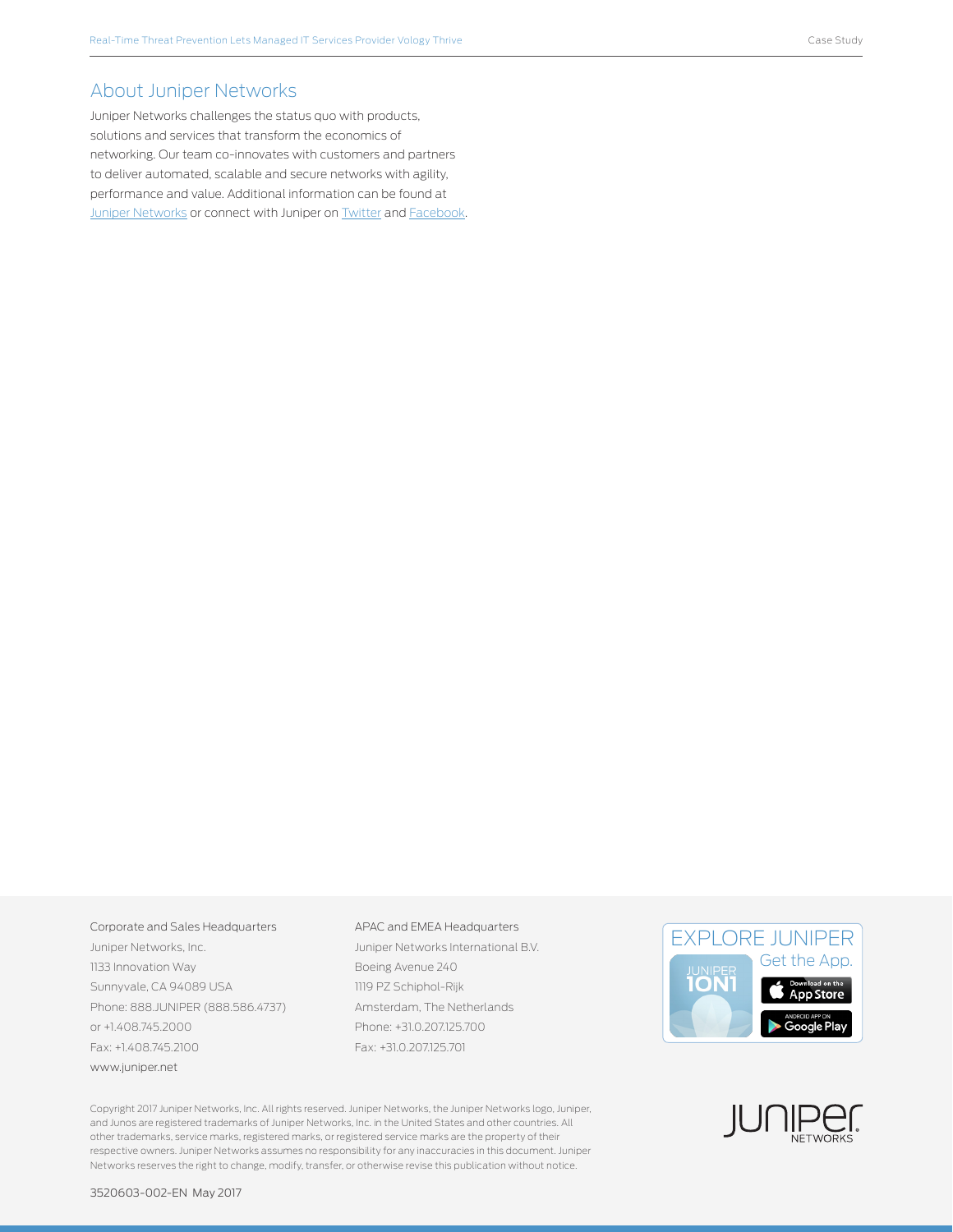## About Juniper Networks

Juniper Networks challenges the status quo with products, solutions and services that transform the economics of networking. Our team co-innovates with customers and partners to deliver automated, scalable and secure networks with agility, performance and value. Additional information can be found at Juniper Networks or connect with Juniper on Twitter and Facebook.

Corporate and Sales Headquarters
Juniper Networks, Inc.
1133 Innovation Way
Sunnyvale, CA 94089 USA
Phone: 888.JUNIPER (888.586.4737)
or +1.408.745.2000
Fax: +1.408.745.2100
www.juniper.net

APAC and EMEA Headquarters
Juniper Networks International B.V.
Boeing Avenue 240
1119 PZ Schiphol-Rijk
Amsterdam, The Netherlands
Phone: +31.0.207.125.700
Fax: +31.0.207.125.701

EXPLORE JUNIPER
Get the App.

Copyright 2017 Juniper Networks, Inc. All rights reserved. Juniper Networks, the Juniper Networks logo, Juniper, and Junos are registered trademarks of Juniper Networks, Inc. in the United States and other countries. All other trademarks, service marks, registered marks, or registered service marks are the property of their respective owners. Juniper Networks assumes no responsibility for any inaccuracies in this document. Juniper Networks reserves the right to change, modify, transfer, or otherwise revise this publication without notice.

3520603-002-EN May 2017